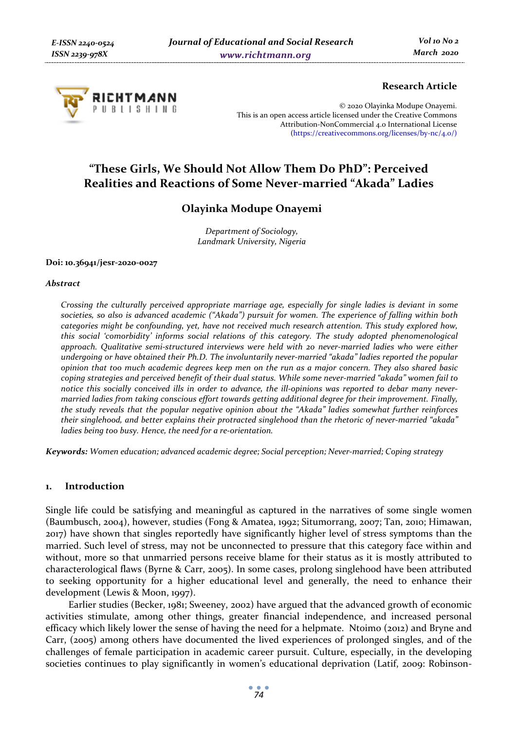**Research Article**

© 2020 Olayinka Modupe Onayemi.
This is an open access article licensed under the Creative Commons Attribution-NonCommercial 4.0 International License (https://creativecommons.org/licenses/by-nc/4.0/)

# "These Girls, We Should Not Allow Them Do PhD": Perceived Realities and Reactions of Some Never-married "Akada" Ladies

## Olayinka Modupe Onayemi

*Department of Sociology, Landmark University, Nigeria*

**Doi: 10.36941/jesr-2020-0027**

***Abstract***

*Crossing the culturally perceived appropriate marriage age, especially for single ladies is deviant in some societies, so also is advanced academic ("Akada") pursuit for women. The experience of falling within both categories might be confounding, yet, have not received much research attention. This study explored how, this social 'comorbidity' informs social relations of this category. The study adopted phenomenological approach. Qualitative semi-structured interviews were held with 20 never-married ladies who were either undergoing or have obtained their Ph.D. The involuntarily never-married "akada" ladies reported the popular opinion that too much academic degrees keep men on the run as a major concern. They also shared basic coping strategies and perceived benefit of their dual status. While some never-married "akada" women fail to notice this socially conceived ills in order to advance, the ill-opinions was reported to debar many never-married ladies from taking conscious effort towards getting additional degree for their improvement. Finally, the study reveals that the popular negative opinion about the "Akada" ladies somewhat further reinforces their singlehood, and better explains their protracted singlehood than the rhetoric of never-married "akada" ladies being too busy. Hence, the need for a re-orientation.*

***Keywords:*** *Women education; advanced academic degree; Social perception; Never-married; Coping strategy*

## 1. Introduction

Single life could be satisfying and meaningful as captured in the narratives of some single women (Baumbusch, 2004), however, studies (Fong & Amatea, 1992; Situmorrang, 2007; Tan, 2010; Himawan, 2017) have shown that singles reportedly have significantly higher level of stress symptoms than the married. Such level of stress, may not be unconnected to pressure that this category face within and without, more so that unmarried persons receive blame for their status as it is mostly attributed to characterological flaws (Byrne & Carr, 2005). In some cases, prolong singlehood have been attributed to seeking opportunity for a higher educational level and generally, the need to enhance their development (Lewis & Moon, 1997).

Earlier studies (Becker, 1981; Sweeney, 2002) have argued that the advanced growth of economic activities stimulate, among other things, greater financial independence, and increased personal efficacy which likely lower the sense of having the need for a helpmate. Ntoimo (2012) and Bryne and Carr, (2005) among others have documented the lived experiences of prolonged singles, and of the challenges of female participation in academic career pursuit. Culture, especially, in the developing societies continues to play significantly in women's educational deprivation (Latif, 2009: Robinson-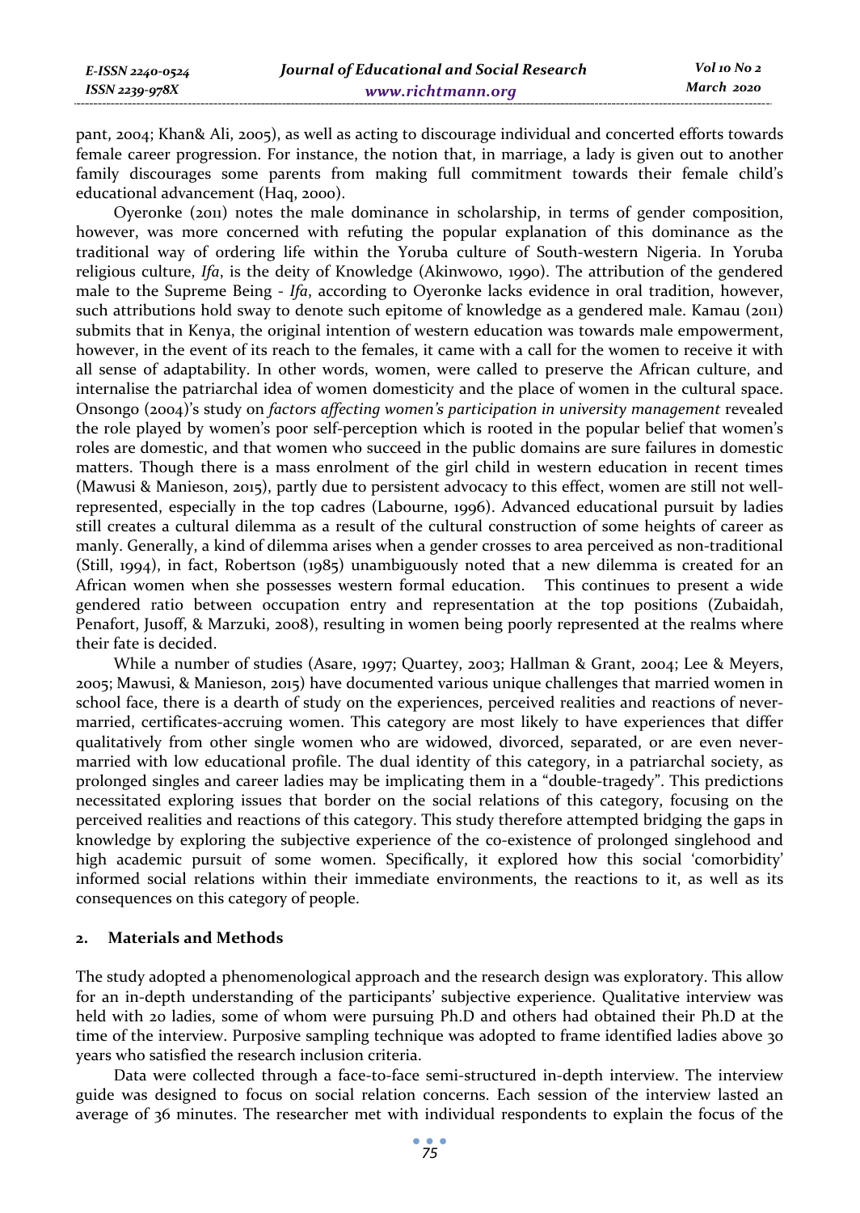pant, 2004; Khan& Ali, 2005), as well as acting to discourage individual and concerted efforts towards female career progression. For instance, the notion that, in marriage, a lady is given out to another family discourages some parents from making full commitment towards their female child's educational advancement (Haq, 2000).

Oyeronke (2011) notes the male dominance in scholarship, in terms of gender composition, however, was more concerned with refuting the popular explanation of this dominance as the traditional way of ordering life within the Yoruba culture of South-western Nigeria. In Yoruba religious culture, *Ifa*, is the deity of Knowledge (Akinwowo, 1990). The attribution of the gendered male to the Supreme Being - *Ifa*, according to Oyeronke lacks evidence in oral tradition, however, such attributions hold sway to denote such epitome of knowledge as a gendered male. Kamau (2011) submits that in Kenya, the original intention of western education was towards male empowerment, however, in the event of its reach to the females, it came with a call for the women to receive it with all sense of adaptability. In other words, women, were called to preserve the African culture, and internalise the patriarchal idea of women domesticity and the place of women in the cultural space. Onsongo (2004)'s study on *factors affecting women's participation in university management* revealed the role played by women's poor self-perception which is rooted in the popular belief that women's roles are domestic, and that women who succeed in the public domains are sure failures in domestic matters. Though there is a mass enrolment of the girl child in western education in recent times (Mawusi & Manieson, 2015), partly due to persistent advocacy to this effect, women are still not well-represented, especially in the top cadres (Labourne, 1996). Advanced educational pursuit by ladies still creates a cultural dilemma as a result of the cultural construction of some heights of career as manly. Generally, a kind of dilemma arises when a gender crosses to area perceived as non-traditional (Still, 1994), in fact, Robertson (1985) unambiguously noted that a new dilemma is created for an African women when she possesses western formal education. This continues to present a wide gendered ratio between occupation entry and representation at the top positions (Zubaidah, Penafort, Jusoff, & Marzuki, 2008), resulting in women being poorly represented at the realms where their fate is decided.

While a number of studies (Asare, 1997; Quartey, 2003; Hallman & Grant, 2004; Lee & Meyers, 2005; Mawusi, & Manieson, 2015) have documented various unique challenges that married women in school face, there is a dearth of study on the experiences, perceived realities and reactions of never-married, certificates-accruing women. This category are most likely to have experiences that differ qualitatively from other single women who are widowed, divorced, separated, or are even never-married with low educational profile. The dual identity of this category, in a patriarchal society, as prolonged singles and career ladies may be implicating them in a "double-tragedy". This predictions necessitated exploring issues that border on the social relations of this category, focusing on the perceived realities and reactions of this category. This study therefore attempted bridging the gaps in knowledge by exploring the subjective experience of the co-existence of prolonged singlehood and high academic pursuit of some women. Specifically, it explored how this social 'comorbidity' informed social relations within their immediate environments, the reactions to it, as well as its consequences on this category of people.

## 2. Materials and Methods

The study adopted a phenomenological approach and the research design was exploratory. This allow for an in-depth understanding of the participants' subjective experience. Qualitative interview was held with 20 ladies, some of whom were pursuing Ph.D and others had obtained their Ph.D at the time of the interview. Purposive sampling technique was adopted to frame identified ladies above 30 years who satisfied the research inclusion criteria.

Data were collected through a face-to-face semi-structured in-depth interview. The interview guide was designed to focus on social relation concerns. Each session of the interview lasted an average of 36 minutes. The researcher met with individual respondents to explain the focus of the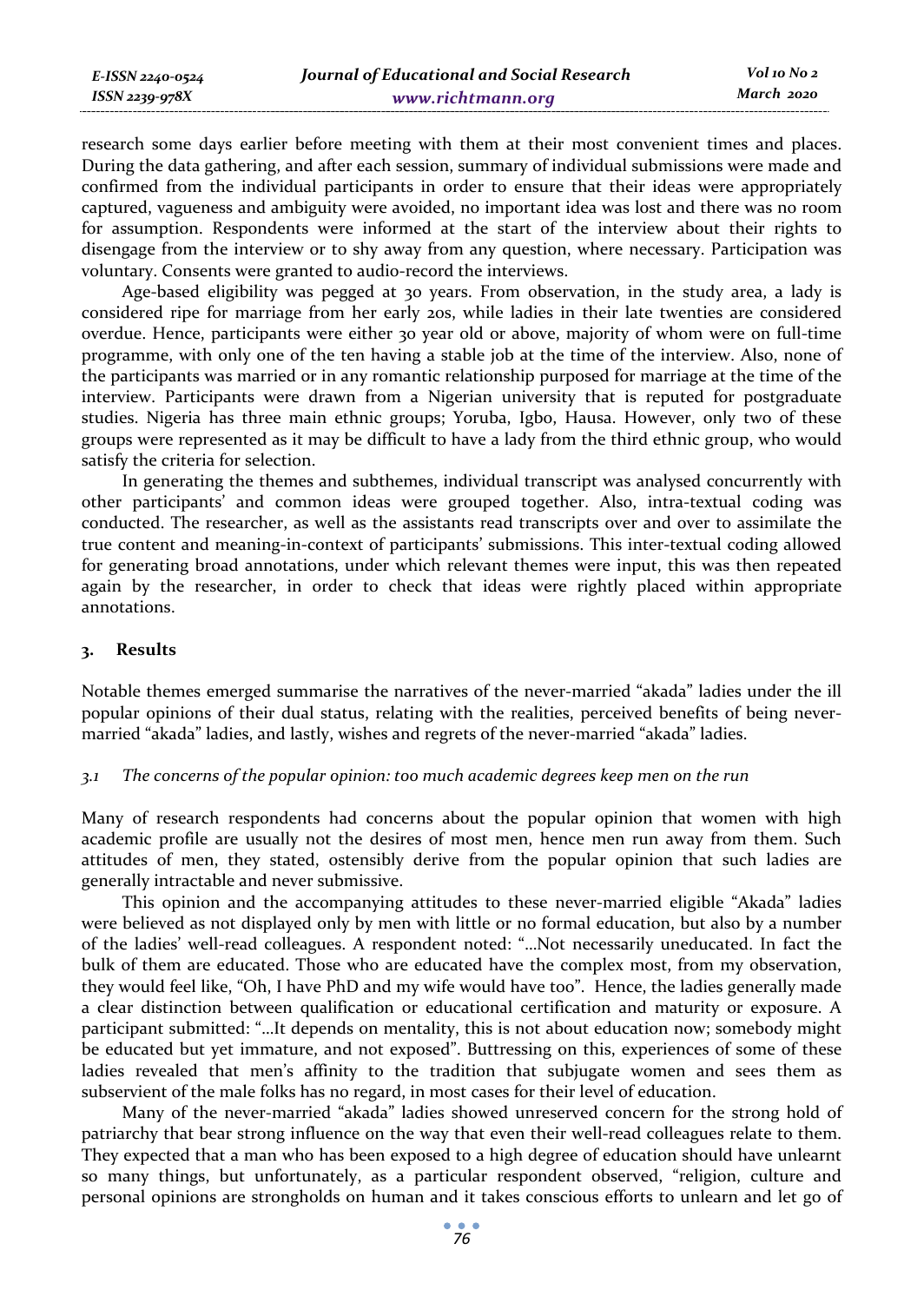research some days earlier before meeting with them at their most convenient times and places. During the data gathering, and after each session, summary of individual submissions were made and confirmed from the individual participants in order to ensure that their ideas were appropriately captured, vagueness and ambiguity were avoided, no important idea was lost and there was no room for assumption. Respondents were informed at the start of the interview about their rights to disengage from the interview or to shy away from any question, where necessary. Participation was voluntary. Consents were granted to audio-record the interviews.

Age-based eligibility was pegged at 30 years. From observation, in the study area, a lady is considered ripe for marriage from her early 20s, while ladies in their late twenties are considered overdue. Hence, participants were either 30 year old or above, majority of whom were on full-time programme, with only one of the ten having a stable job at the time of the interview. Also, none of the participants was married or in any romantic relationship purposed for marriage at the time of the interview. Participants were drawn from a Nigerian university that is reputed for postgraduate studies. Nigeria has three main ethnic groups; Yoruba, Igbo, Hausa. However, only two of these groups were represented as it may be difficult to have a lady from the third ethnic group, who would satisfy the criteria for selection.

In generating the themes and subthemes, individual transcript was analysed concurrently with other participants' and common ideas were grouped together. Also, intra-textual coding was conducted. The researcher, as well as the assistants read transcripts over and over to assimilate the true content and meaning-in-context of participants' submissions. This inter-textual coding allowed for generating broad annotations, under which relevant themes were input, this was then repeated again by the researcher, in order to check that ideas were rightly placed within appropriate annotations.

## 3. Results

Notable themes emerged summarise the narratives of the never-married "akada" ladies under the ill popular opinions of their dual status, relating with the realities, perceived benefits of being never-married "akada" ladies, and lastly, wishes and regrets of the never-married "akada" ladies.

### *3.1 The concerns of the popular opinion: too much academic degrees keep men on the run*

Many of research respondents had concerns about the popular opinion that women with high academic profile are usually not the desires of most men, hence men run away from them. Such attitudes of men, they stated, ostensibly derive from the popular opinion that such ladies are generally intractable and never submissive.

This opinion and the accompanying attitudes to these never-married eligible "Akada" ladies were believed as not displayed only by men with little or no formal education, but also by a number of the ladies' well-read colleagues. A respondent noted: "…Not necessarily uneducated. In fact the bulk of them are educated. Those who are educated have the complex most, from my observation, they would feel like, "Oh, I have PhD and my wife would have too". Hence, the ladies generally made a clear distinction between qualification or educational certification and maturity or exposure. A participant submitted: "…It depends on mentality, this is not about education now; somebody might be educated but yet immature, and not exposed". Buttressing on this, experiences of some of these ladies revealed that men's affinity to the tradition that subjugate women and sees them as subservient of the male folks has no regard, in most cases for their level of education.

Many of the never-married "akada" ladies showed unreserved concern for the strong hold of patriarchy that bear strong influence on the way that even their well-read colleagues relate to them. They expected that a man who has been exposed to a high degree of education should have unlearnt so many things, but unfortunately, as a particular respondent observed, "religion, culture and personal opinions are strongholds on human and it takes conscious efforts to unlearn and let go of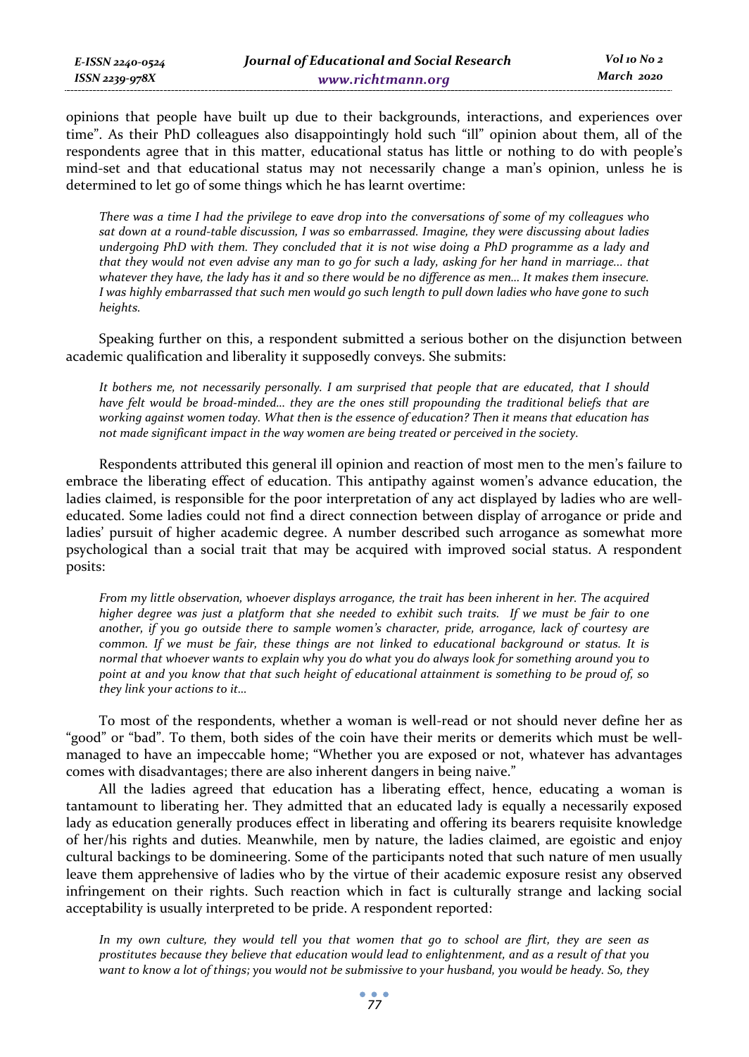opinions that people have built up due to their backgrounds, interactions, and experiences over time". As their PhD colleagues also disappointingly hold such "ill" opinion about them, all of the respondents agree that in this matter, educational status has little or nothing to do with people's mind-set and that educational status may not necessarily change a man's opinion, unless he is determined to let go of some things which he has learnt overtime:

> *There was a time I had the privilege to eave drop into the conversations of some of my colleagues who sat down at a round-table discussion, I was so embarrassed. Imagine, they were discussing about ladies undergoing PhD with them. They concluded that it is not wise doing a PhD programme as a lady and that they would not even advise any man to go for such a lady, asking for her hand in marriage… that whatever they have, the lady has it and so there would be no difference as men… It makes them insecure. I was highly embarrassed that such men would go such length to pull down ladies who have gone to such heights.*

Speaking further on this, a respondent submitted a serious bother on the disjunction between academic qualification and liberality it supposedly conveys. She submits:

> *It bothers me, not necessarily personally. I am surprised that people that are educated, that I should have felt would be broad-minded… they are the ones still propounding the traditional beliefs that are working against women today. What then is the essence of education? Then it means that education has not made significant impact in the way women are being treated or perceived in the society.*

Respondents attributed this general ill opinion and reaction of most men to the men's failure to embrace the liberating effect of education. This antipathy against women's advance education, the ladies claimed, is responsible for the poor interpretation of any act displayed by ladies who are well-educated. Some ladies could not find a direct connection between display of arrogance or pride and ladies' pursuit of higher academic degree. A number described such arrogance as somewhat more psychological than a social trait that may be acquired with improved social status. A respondent posits:

> *From my little observation, whoever displays arrogance, the trait has been inherent in her. The acquired higher degree was just a platform that she needed to exhibit such traits. If we must be fair to one another, if you go outside there to sample women's character, pride, arrogance, lack of courtesy are common. If we must be fair, these things are not linked to educational background or status. It is normal that whoever wants to explain why you do what you do always look for something around you to point at and you know that that such height of educational attainment is something to be proud of, so they link your actions to it…*

To most of the respondents, whether a woman is well-read or not should never define her as "good" or "bad". To them, both sides of the coin have their merits or demerits which must be well-managed to have an impeccable home; "Whether you are exposed or not, whatever has advantages comes with disadvantages; there are also inherent dangers in being naive."

All the ladies agreed that education has a liberating effect, hence, educating a woman is tantamount to liberating her. They admitted that an educated lady is equally a necessarily exposed lady as education generally produces effect in liberating and offering its bearers requisite knowledge of her/his rights and duties. Meanwhile, men by nature, the ladies claimed, are egoistic and enjoy cultural backings to be domineering. Some of the participants noted that such nature of men usually leave them apprehensive of ladies who by the virtue of their academic exposure resist any observed infringement on their rights. Such reaction which in fact is culturally strange and lacking social acceptability is usually interpreted to be pride. A respondent reported:

> *In my own culture, they would tell you that women that go to school are flirt, they are seen as prostitutes because they believe that education would lead to enlightenment, and as a result of that you want to know a lot of things; you would not be submissive to your husband, you would be heady. So, they*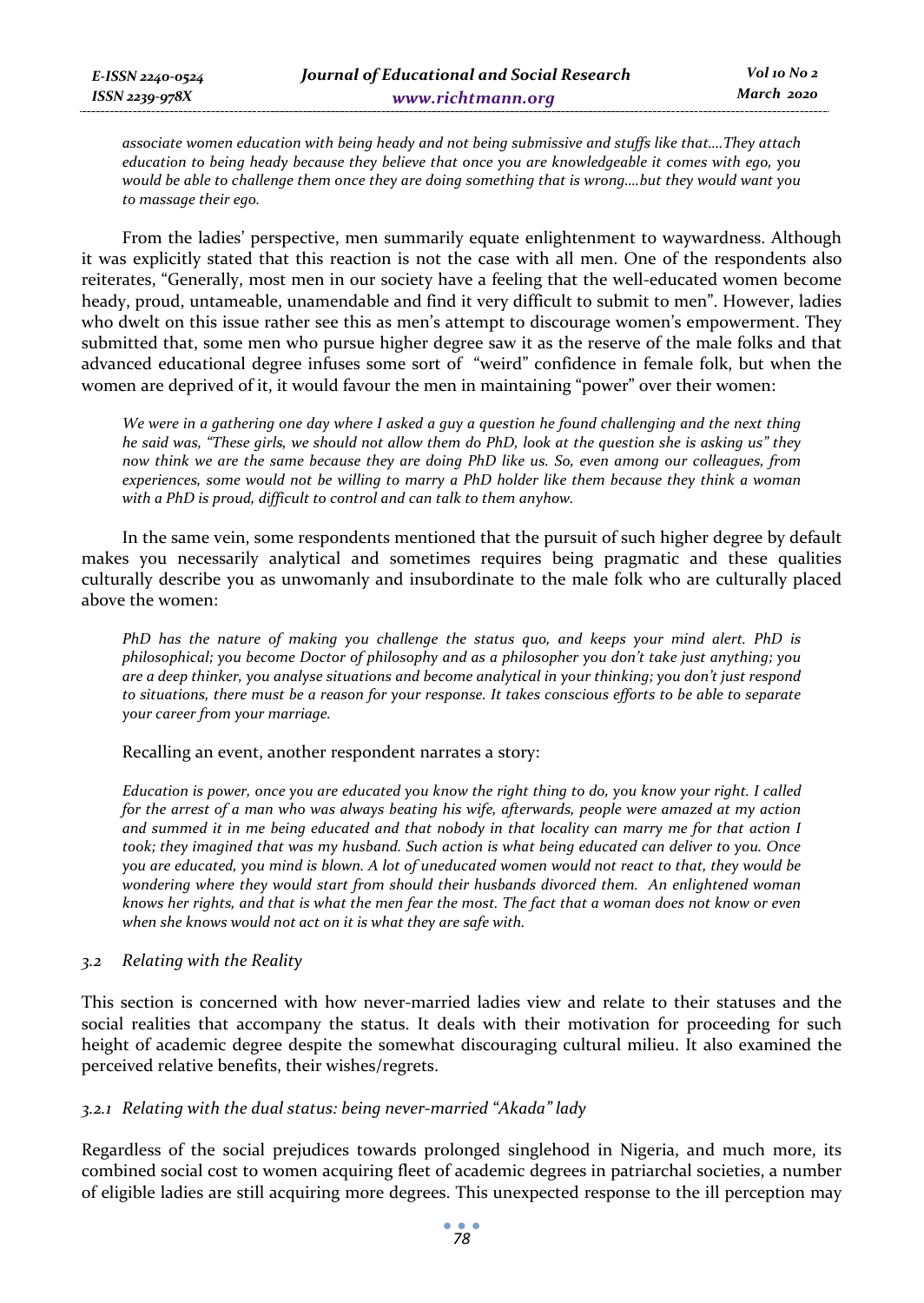*associate women education with being heady and not being submissive and stuffs like that….They attach education to being heady because they believe that once you are knowledgeable it comes with ego, you would be able to challenge them once they are doing something that is wrong….but they would want you to massage their ego.*

From the ladies' perspective, men summarily equate enlightenment to waywardness. Although it was explicitly stated that this reaction is not the case with all men. One of the respondents also reiterates, "Generally, most men in our society have a feeling that the well-educated women become heady, proud, untameable, unamendable and find it very difficult to submit to men". However, ladies who dwelt on this issue rather see this as men's attempt to discourage women's empowerment. They submitted that, some men who pursue higher degree saw it as the reserve of the male folks and that advanced educational degree infuses some sort of "weird" confidence in female folk, but when the women are deprived of it, it would favour the men in maintaining "power" over their women:

*We were in a gathering one day where I asked a guy a question he found challenging and the next thing he said was, "These girls, we should not allow them do PhD, look at the question she is asking us" they now think we are the same because they are doing PhD like us. So, even among our colleagues, from experiences, some would not be willing to marry a PhD holder like them because they think a woman with a PhD is proud, difficult to control and can talk to them anyhow.*

In the same vein, some respondents mentioned that the pursuit of such higher degree by default makes you necessarily analytical and sometimes requires being pragmatic and these qualities culturally describe you as unwomanly and insubordinate to the male folk who are culturally placed above the women:

*PhD has the nature of making you challenge the status quo, and keeps your mind alert. PhD is philosophical; you become Doctor of philosophy and as a philosopher you don't take just anything; you are a deep thinker, you analyse situations and become analytical in your thinking; you don't just respond to situations, there must be a reason for your response. It takes conscious efforts to be able to separate your career from your marriage.*

Recalling an event, another respondent narrates a story:

*Education is power, once you are educated you know the right thing to do, you know your right. I called for the arrest of a man who was always beating his wife, afterwards, people were amazed at my action and summed it in me being educated and that nobody in that locality can marry me for that action I took; they imagined that was my husband. Such action is what being educated can deliver to you. Once you are educated, you mind is blown. A lot of uneducated women would not react to that, they would be wondering where they would start from should their husbands divorced them. An enlightened woman knows her rights, and that is what the men fear the most. The fact that a woman does not know or even when she knows would not act on it is what they are safe with.*

### *3.2 Relating with the Reality*

This section is concerned with how never-married ladies view and relate to their statuses and the social realities that accompany the status. It deals with their motivation for proceeding for such height of academic degree despite the somewhat discouraging cultural milieu. It also examined the perceived relative benefits, their wishes/regrets.

#### *3.2.1 Relating with the dual status: being never-married "Akada" lady*

Regardless of the social prejudices towards prolonged singlehood in Nigeria, and much more, its combined social cost to women acquiring fleet of academic degrees in patriarchal societies, a number of eligible ladies are still acquiring more degrees. This unexpected response to the ill perception may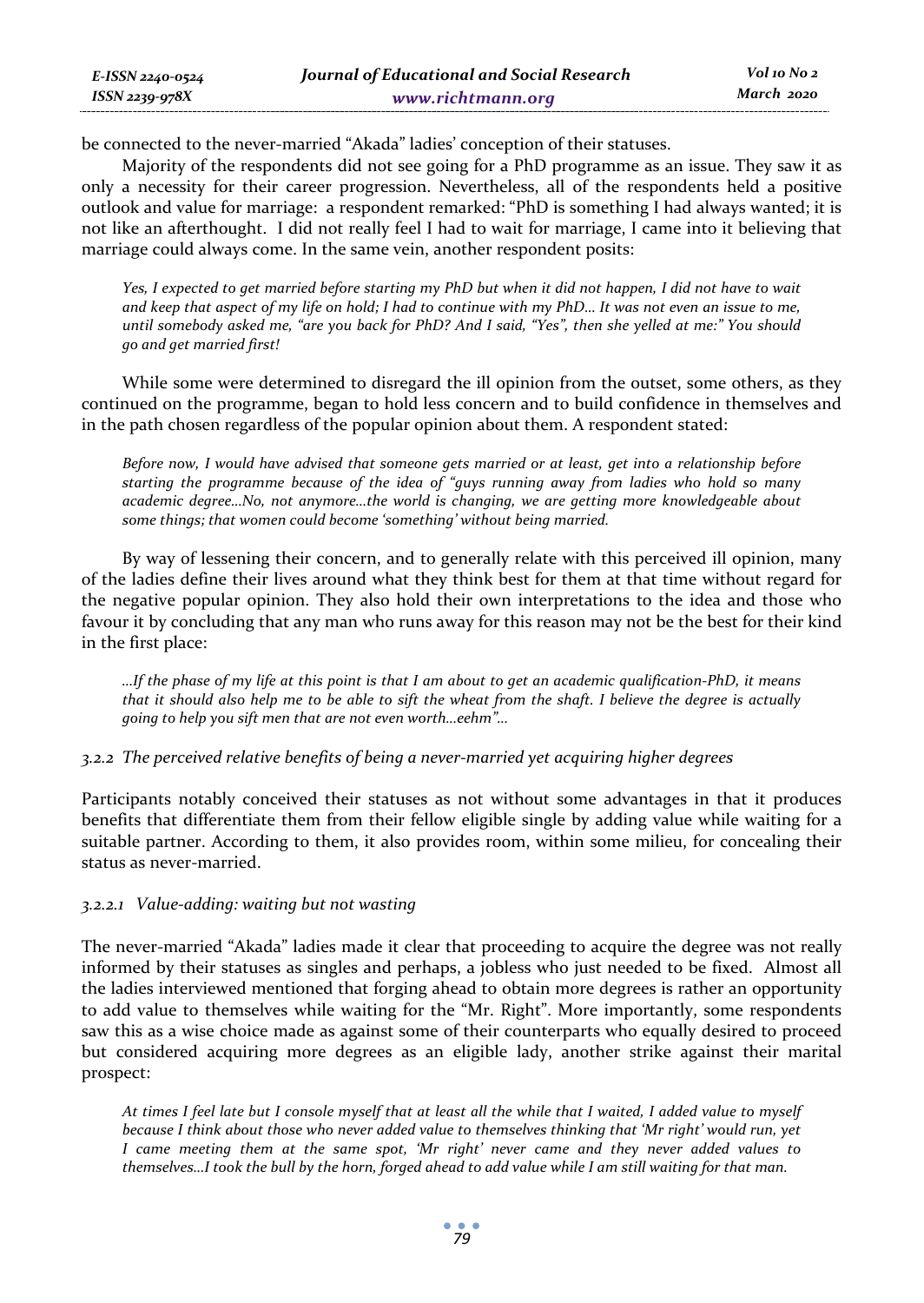be connected to the never-married "Akada" ladies' conception of their statuses.

Majority of the respondents did not see going for a PhD programme as an issue. They saw it as only a necessity for their career progression. Nevertheless, all of the respondents held a positive outlook and value for marriage: a respondent remarked: "PhD is something I had always wanted; it is not like an afterthought. I did not really feel I had to wait for marriage, I came into it believing that marriage could always come. In the same vein, another respondent posits:

> *Yes, I expected to get married before starting my PhD but when it did not happen, I did not have to wait and keep that aspect of my life on hold; I had to continue with my PhD… It was not even an issue to me, until somebody asked me, "are you back for PhD? And I said, "Yes", then she yelled at me:" You should go and get married first!*

While some were determined to disregard the ill opinion from the outset, some others, as they continued on the programme, began to hold less concern and to build confidence in themselves and in the path chosen regardless of the popular opinion about them. A respondent stated:

> *Before now, I would have advised that someone gets married or at least, get into a relationship before starting the programme because of the idea of "guys running away from ladies who hold so many academic degree…No, not anymore…the world is changing, we are getting more knowledgeable about some things; that women could become 'something' without being married.*

By way of lessening their concern, and to generally relate with this perceived ill opinion, many of the ladies define their lives around what they think best for them at that time without regard for the negative popular opinion. They also hold their own interpretations to the idea and those who favour it by concluding that any man who runs away for this reason may not be the best for their kind in the first place:

> *…If the phase of my life at this point is that I am about to get an academic qualification-PhD, it means that it should also help me to be able to sift the wheat from the shaft. I believe the degree is actually going to help you sift men that are not even worth…eehm"…*

#### *3.2.2 The perceived relative benefits of being a never-married yet acquiring higher degrees*

Participants notably conceived their statuses as not without some advantages in that it produces benefits that differentiate them from their fellow eligible single by adding value while waiting for a suitable partner. According to them, it also provides room, within some milieu, for concealing their status as never-married.

##### *3.2.2.1 Value-adding: waiting but not wasting*

The never-married "Akada" ladies made it clear that proceeding to acquire the degree was not really informed by their statuses as singles and perhaps, a jobless who just needed to be fixed. Almost all the ladies interviewed mentioned that forging ahead to obtain more degrees is rather an opportunity to add value to themselves while waiting for the "Mr. Right". More importantly, some respondents saw this as a wise choice made as against some of their counterparts who equally desired to proceed but considered acquiring more degrees as an eligible lady, another strike against their marital prospect:

> *At times I feel late but I console myself that at least all the while that I waited, I added value to myself because I think about those who never added value to themselves thinking that 'Mr right' would run, yet I came meeting them at the same spot, 'Mr right' never came and they never added values to themselves…I took the bull by the horn, forged ahead to add value while I am still waiting for that man.*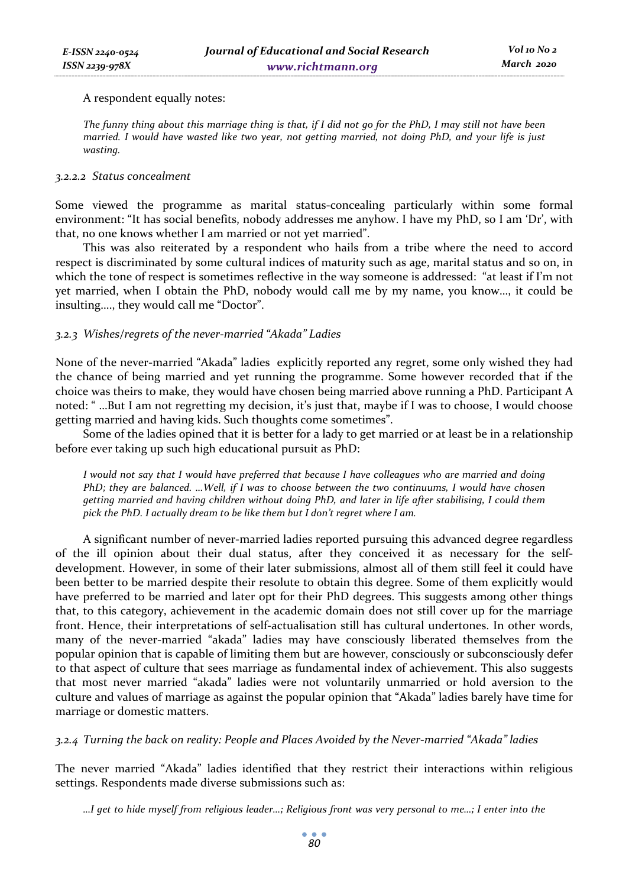A respondent equally notes:

> *The funny thing about this marriage thing is that, if I did not go for the PhD, I may still not have been married. I would have wasted like two year, not getting married, not doing PhD, and your life is just wasting.*

#### *3.2.2.2 Status concealment*

Some viewed the programme as marital status-concealing particularly within some formal environment: "It has social benefits, nobody addresses me anyhow. I have my PhD, so I am 'Dr', with that, no one knows whether I am married or not yet married".

This was also reiterated by a respondent who hails from a tribe where the need to accord respect is discriminated by some cultural indices of maturity such as age, marital status and so on, in which the tone of respect is sometimes reflective in the way someone is addressed: "at least if I'm not yet married, when I obtain the PhD, nobody would call me by my name, you know…, it could be insulting…., they would call me "Doctor".

### *3.2.3 Wishes/regrets of the never-married "Akada" Ladies*

None of the never-married "Akada" ladies explicitly reported any regret, some only wished they had the chance of being married and yet running the programme. Some however recorded that if the choice was theirs to make, they would have chosen being married above running a PhD. Participant A noted: " …But I am not regretting my decision, it's just that, maybe if I was to choose, I would choose getting married and having kids. Such thoughts come sometimes".

Some of the ladies opined that it is better for a lady to get married or at least be in a relationship before ever taking up such high educational pursuit as PhD:

> *I would not say that I would have preferred that because I have colleagues who are married and doing PhD; they are balanced. …Well, if I was to choose between the two continuums, I would have chosen getting married and having children without doing PhD, and later in life after stabilising, I could them pick the PhD. I actually dream to be like them but I don't regret where I am.*

A significant number of never-married ladies reported pursuing this advanced degree regardless of the ill opinion about their dual status, after they conceived it as necessary for the self-development. However, in some of their later submissions, almost all of them still feel it could have been better to be married despite their resolute to obtain this degree. Some of them explicitly would have preferred to be married and later opt for their PhD degrees. This suggests among other things that, to this category, achievement in the academic domain does not still cover up for the marriage front. Hence, their interpretations of self-actualisation still has cultural undertones. In other words, many of the never-married "akada" ladies may have consciously liberated themselves from the popular opinion that is capable of limiting them but are however, consciously or subconsciously defer to that aspect of culture that sees marriage as fundamental index of achievement. This also suggests that most never married "akada" ladies were not voluntarily unmarried or hold aversion to the culture and values of marriage as against the popular opinion that "Akada" ladies barely have time for marriage or domestic matters.

### *3.2.4 Turning the back on reality: People and Places Avoided by the Never-married "Akada" ladies*

The never married "Akada" ladies identified that they restrict their interactions within religious settings. Respondents made diverse submissions such as:

> *…I get to hide myself from religious leader…; Religious front was very personal to me…; I enter into the*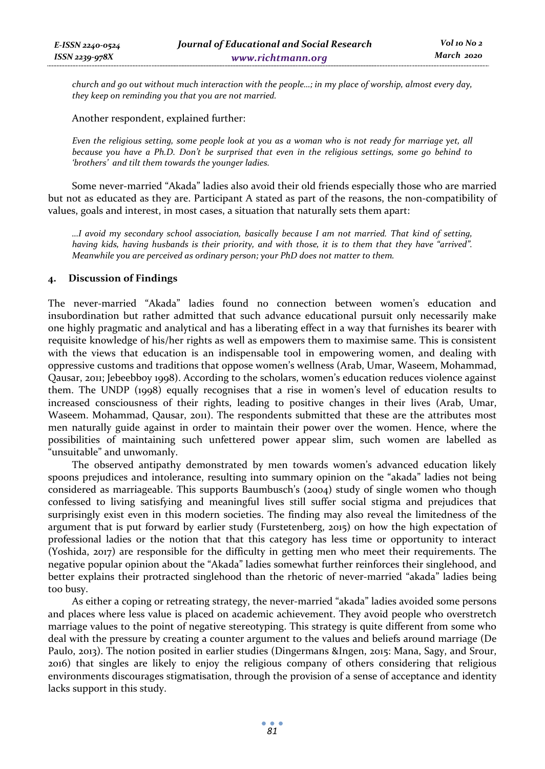*church and go out without much interaction with the people...; in my place of worship, almost every day, they keep on reminding you that you are not married.*

Another respondent, explained further:

*Even the religious setting, some people look at you as a woman who is not ready for marriage yet, all because you have a Ph.D. Don't be surprised that even in the religious settings, some go behind to 'brothers' and tilt them towards the younger ladies.*

Some never-married "Akada" ladies also avoid their old friends especially those who are married but not as educated as they are. Participant A stated as part of the reasons, the non-compatibility of values, goals and interest, in most cases, a situation that naturally sets them apart:

*...I avoid my secondary school association, basically because I am not married. That kind of setting, having kids, having husbands is their priority, and with those, it is to them that they have "arrived". Meanwhile you are perceived as ordinary person; your PhD does not matter to them.*

## 4. Discussion of Findings

The never-married "Akada" ladies found no connection between women's education and insubordination but rather admitted that such advance educational pursuit only necessarily make one highly pragmatic and analytical and has a liberating effect in a way that furnishes its bearer with requisite knowledge of his/her rights as well as empowers them to maximise same. This is consistent with the views that education is an indispensable tool in empowering women, and dealing with oppressive customs and traditions that oppose women's wellness (Arab, Umar, Waseem, Mohammad, Qausar, 2011; Jebeebboy 1998). According to the scholars, women's education reduces violence against them. The UNDP (1998) equally recognises that a rise in women's level of education results to increased consciousness of their rights, leading to positive changes in their lives (Arab, Umar, Waseem. Mohammad, Qausar, 2011). The respondents submitted that these are the attributes most men naturally guide against in order to maintain their power over the women. Hence, where the possibilities of maintaining such unfettered power appear slim, such women are labelled as "unsuitable" and unwomanly.

The observed antipathy demonstrated by men towards women's advanced education likely spoons prejudices and intolerance, resulting into summary opinion on the "akada" ladies not being considered as marriageable. This supports Baumbusch's (2004) study of single women who though confessed to living satisfying and meaningful lives still suffer social stigma and prejudices that surprisingly exist even in this modern societies. The finding may also reveal the limitedness of the argument that is put forward by earlier study (Furstetenberg, 2015) on how the high expectation of professional ladies or the notion that that this category has less time or opportunity to interact (Yoshida, 2017) are responsible for the difficulty in getting men who meet their requirements. The negative popular opinion about the "Akada" ladies somewhat further reinforces their singlehood, and better explains their protracted singlehood than the rhetoric of never-married "akada" ladies being too busy.

As either a coping or retreating strategy, the never-married "akada" ladies avoided some persons and places where less value is placed on academic achievement. They avoid people who overstretch marriage values to the point of negative stereotyping. This strategy is quite different from some who deal with the pressure by creating a counter argument to the values and beliefs around marriage (De Paulo, 2013). The notion posited in earlier studies (Dingermans &Ingen, 2015: Mana, Sagy, and Srour, 2016) that singles are likely to enjoy the religious company of others considering that religious environments discourages stigmatisation, through the provision of a sense of acceptance and identity lacks support in this study.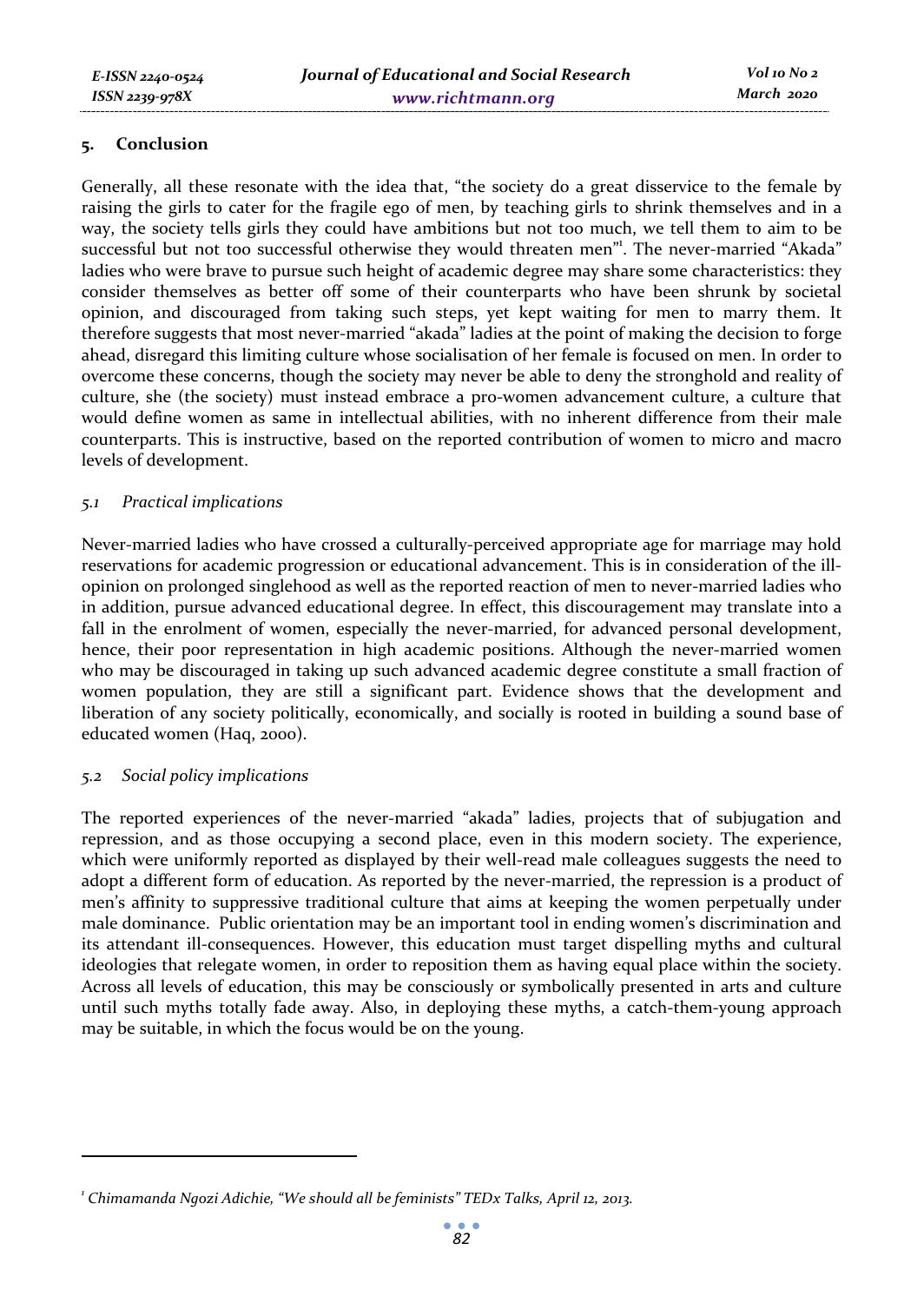## 5. Conclusion

Generally, all these resonate with the idea that, "the society do a great disservice to the female by raising the girls to cater for the fragile ego of men, by teaching girls to shrink themselves and in a way, the society tells girls they could have ambitions but not too much, we tell them to aim to be successful but not too successful otherwise they would threaten men"[1]. The never-married "Akada" ladies who were brave to pursue such height of academic degree may share some characteristics: they consider themselves as better off some of their counterparts who have been shrunk by societal opinion, and discouraged from taking such steps, yet kept waiting for men to marry them. It therefore suggests that most never-married "akada" ladies at the point of making the decision to forge ahead, disregard this limiting culture whose socialisation of her female is focused on men. In order to overcome these concerns, though the society may never be able to deny the stronghold and reality of culture, she (the society) must instead embrace a pro-women advancement culture, a culture that would define women as same in intellectual abilities, with no inherent difference from their male counterparts. This is instructive, based on the reported contribution of women to micro and macro levels of development.

### *5.1 Practical implications*

Never-married ladies who have crossed a culturally-perceived appropriate age for marriage may hold reservations for academic progression or educational advancement. This is in consideration of the ill-opinion on prolonged singlehood as well as the reported reaction of men to never-married ladies who in addition, pursue advanced educational degree. In effect, this discouragement may translate into a fall in the enrolment of women, especially the never-married, for advanced personal development, hence, their poor representation in high academic positions. Although the never-married women who may be discouraged in taking up such advanced academic degree constitute a small fraction of women population, they are still a significant part. Evidence shows that the development and liberation of any society politically, economically, and socially is rooted in building a sound base of educated women (Haq, 2000).

### *5.2 Social policy implications*

The reported experiences of the never-married "akada" ladies, projects that of subjugation and repression, and as those occupying a second place, even in this modern society. The experience, which were uniformly reported as displayed by their well-read male colleagues suggests the need to adopt a different form of education. As reported by the never-married, the repression is a product of men's affinity to suppressive traditional culture that aims at keeping the women perpetually under male dominance. Public orientation may be an important tool in ending women's discrimination and its attendant ill-consequences. However, this education must target dispelling myths and cultural ideologies that relegate women, in order to reposition them as having equal place within the society. Across all levels of education, this may be consciously or symbolically presented in arts and culture until such myths totally fade away. Also, in deploying these myths, a catch-them-young approach may be suitable, in which the focus would be on the young.

---

[1] *Chimamanda Ngozi Adichie, "We should all be feminists" TEDx Talks, April 12, 2013.*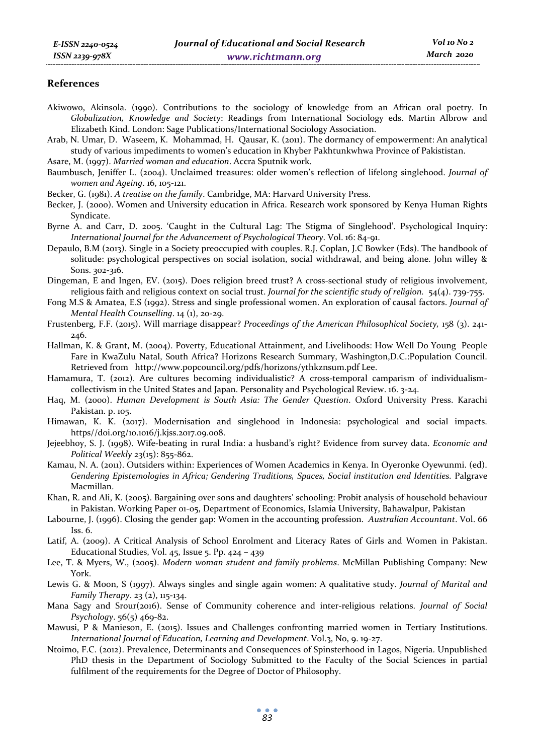## References

Akiwowo, Akinsola. (1990). Contributions to the sociology of knowledge from an African oral poetry. In *Globalization, Knowledge and Society*: Readings from International Sociology eds. Martin Albrow and Elizabeth Kind. London: Sage Publications/International Sociology Association.

Arab, N. Umar, D. Waseem, K. Mohammad, H. Qausar, K. (2011). The dormancy of empowerment: An analytical study of various impediments to women's education in Khyber Pakhtunkwhwa Province of Pakististan.

Asare, M. (1997). *Married woman and education*. Accra Sputnik work.

Baumbusch, Jeniffer L. (2004). Unclaimed treasures: older women's reflection of lifelong singlehood. *Journal of women and Ageing*. 16, 105-121.

Becker, G. (1981). *A treatise on the family*. Cambridge, MA: Harvard University Press.

Becker, J. (2000). Women and University education in Africa. Research work sponsored by Kenya Human Rights Syndicate.

Byrne A. and Carr, D. 2005. 'Caught in the Cultural Lag: The Stigma of Singlehood'. Psychological Inquiry: *International Journal for the Advancement of Psychological Theory*. Vol. 16: 84-91.

Depaulo, B.M (2013). Single in a Society preoccupied with couples. R.J. Coplan, J.C Bowker (Eds). The handbook of solitude: psychological perspectives on social isolation, social withdrawal, and being alone. John willey & Sons. 302-316.

Dingeman, E and Ingen, EV. (2015). Does religion breed trust? A cross-sectional study of religious involvement, religious faith and religious context on social trust. *Journal for the scientific study of religion.* 54(4). 739-755.

Fong M.S & Amatea, E.S (1992). Stress and single professional women. An exploration of causal factors. *Journal of Mental Health Counselling*. 14 (1), 20-29.

Frustenberg, F.F. (2015). Will marriage disappear? *Proceedings of the American Philosophical Society,* 158 (3). 241-246.

Hallman, K. & Grant, M. (2004). Poverty, Educational Attainment, and Livelihoods: How Well Do Young People Fare in KwaZulu Natal, South Africa? Horizons Research Summary, Washington,D.C.:Population Council. Retrieved from http://www.popcouncil.org/pdfs/horizons/ythkznsum.pdf Lee.

Hamamura, T. (2012). Are cultures becoming individualistic? A cross-temporal camparism of individualism-collectivism in the United States and Japan. Personality and Psychological Review. 16. 3-24.

Haq, M. (2000). *Human Development is South Asia: The Gender Question*. Oxford University Press. Karachi Pakistan. p. 105.

Himawan, K. K. (2017). Modernisation and singlehood in Indonesia: psychological and social impacts. https//doi.org/10.1016/j.kjss.2017.09.008.

Jejeebhoy, S. J. (1998). Wife-beating in rural India: a husband's right? Evidence from survey data. *Economic and Political Weekly* 23(15): 855-862.

Kamau, N. A. (2011). Outsiders within: Experiences of Women Academics in Kenya. In Oyeronke Oyewunmi. (ed). *Gendering Epistemologies in Africa; Gendering Traditions, Spaces, Social institution and Identities.* Palgrave Macmillan.

Khan, R. and Ali, K. (2005). Bargaining over sons and daughters' schooling: Probit analysis of household behaviour in Pakistan. Working Paper 01-05, Department of Economics, Islamia University, Bahawalpur, Pakistan

Labourne, J. (1996). Closing the gender gap: Women in the accounting profession. *Australian Accountant*. Vol. 66 Iss. 6.

Latif, A. (2009). A Critical Analysis of School Enrolment and Literacy Rates of Girls and Women in Pakistan. Educational Studies, Vol. 45, Issue 5. Pp. 424 – 439

Lee, T. & Myers, W., (2005). *Modern woman student and family problems*. McMillan Publishing Company: New York.

Lewis G. & Moon, S (1997). Always singles and single again women: A qualitative study. *Journal of Marital and Family Therapy*. 23 (2), 115-134.

Mana Sagy and Srour(2016). Sense of Community coherence and inter-religious relations. *Journal of Social Psychology*. 56(5) 469-82.

Mawusi, P & Manieson, E. (2015). Issues and Challenges confronting married women in Tertiary Institutions. *International Journal of Education, Learning and Development*. Vol.3, No, 9. 19-27.

Ntoimo, F.C. (2012). Prevalence, Determinants and Consequences of Spinsterhood in Lagos, Nigeria. Unpublished PhD thesis in the Department of Sociology Submitted to the Faculty of the Social Sciences in partial fulfilment of the requirements for the Degree of Doctor of Philosophy.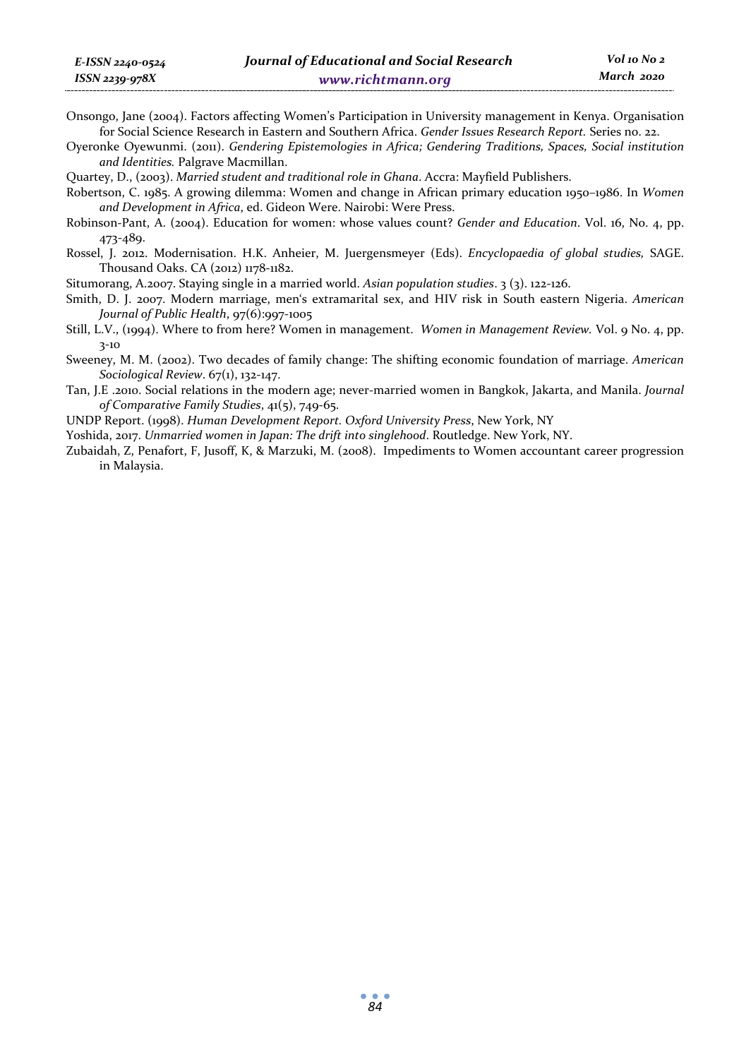Onsongo, Jane (2004). Factors affecting Women's Participation in University management in Kenya. Organisation for Social Science Research in Eastern and Southern Africa. *Gender Issues Research Report.* Series no. 22.

Oyeronke Oyewunmi. (2011). *Gendering Epistemologies in Africa; Gendering Traditions, Spaces, Social institution and Identities.* Palgrave Macmillan.

Quartey, D., (2003). *Married student and traditional role in Ghana*. Accra: Mayfield Publishers.

Robertson, C. 1985. A growing dilemma: Women and change in African primary education 1950–1986. In *Women and Development in Africa*, ed. Gideon Were. Nairobi: Were Press.

Robinson-Pant, A. (2004). Education for women: whose values count? *Gender and Education*. Vol. 16, No. 4, pp. 473-489.

Rossel, J. 2012. Modernisation. H.K. Anheier, M. Juergensmeyer (Eds). *Encyclopaedia of global studies,* SAGE. Thousand Oaks. CA (2012) 1178-1182.

Situmorang, A.2007. Staying single in a married world. *Asian population studies*. 3 (3). 122-126.

Smith, D. J. 2007. Modern marriage, men's extramarital sex, and HIV risk in South eastern Nigeria. *American Journal of Public Health*, 97(6):997-1005

Still, L.V., (1994). Where to from here? Women in management. *Women in Management Review.* Vol. 9 No. 4, pp. 3-10

Sweeney, M. M. (2002). Two decades of family change: The shifting economic foundation of marriage. *American Sociological Review*. 67(1), 132-147.

Tan, J.E .2010. Social relations in the modern age; never-married women in Bangkok, Jakarta, and Manila. *Journal of Comparative Family Studies*, 41(5), 749-65.

UNDP Report. (1998). *Human Development Report. Oxford University Press*, New York, NY

Yoshida, 2017. *Unmarried women in Japan: The drift into singlehood*. Routledge. New York, NY.

Zubaidah, Z, Penafort, F, Jusoff, K, & Marzuki, M. (2008). Impediments to Women accountant career progression in Malaysia.